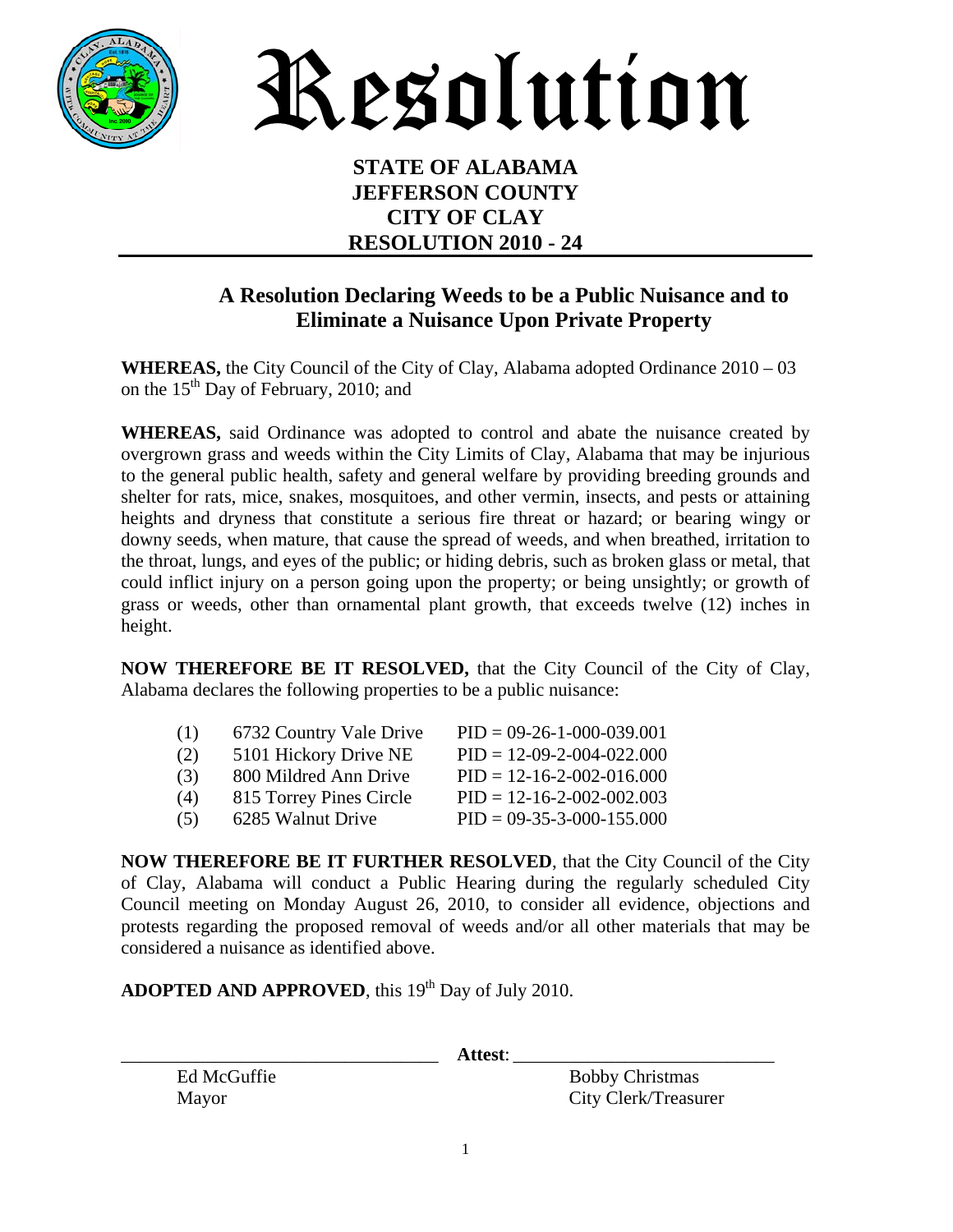# Resolution

**STATE OF ALABAMA**
**JEFFERSON COUNTY**
**CITY OF CLAY**
**RESOLUTION 2010 - 24**

## A Resolution Declaring Weeds to be a Public Nuisance and to Eliminate a Nuisance Upon Private Property

**WHEREAS,** the City Council of the City of Clay, Alabama adopted Ordinance 2010 – 03 on the 15th Day of February, 2010; and

**WHEREAS,** said Ordinance was adopted to control and abate the nuisance created by overgrown grass and weeds within the City Limits of Clay, Alabama that may be injurious to the general public health, safety and general welfare by providing breeding grounds and shelter for rats, mice, snakes, mosquitoes, and other vermin, insects, and pests or attaining heights and dryness that constitute a serious fire threat or hazard; or bearing wingy or downy seeds, when mature, that cause the spread of weeds, and when breathed, irritation to the throat, lungs, and eyes of the public; or hiding debris, such as broken glass or metal, that could inflict injury on a person going upon the property; or being unsightly; or growth of grass or weeds, other than ornamental plant growth, that exceeds twelve (12) inches in height.

**NOW THEREFORE BE IT RESOLVED,** that the City Council of the City of Clay, Alabama declares the following properties to be a public nuisance:

| | | |
|---|---|---|
| (1) | 6732 Country Vale Drive | PID = 09-26-1-000-039.001 |
| (2) | 5101 Hickory Drive NE | PID = 12-09-2-004-022.000 |
| (3) | 800 Mildred Ann Drive | PID = 12-16-2-002-016.000 |
| (4) | 815 Torrey Pines Circle | PID = 12-16-2-002-002.003 |
| (5) | 6285 Walnut Drive | PID = 09-35-3-000-155.000 |

**NOW THEREFORE BE IT FURTHER RESOLVED**, that the City Council of the City of Clay, Alabama will conduct a Public Hearing during the regularly scheduled City Council meeting on Monday August 26, 2010, to consider all evidence, objections and protests regarding the proposed removal of weeds and/or all other materials that may be considered a nuisance as identified above.

**ADOPTED AND APPROVED**, this 19th Day of July 2010.

\_\_\_\_\_\_\_\_\_\_\_\_\_\_\_\_\_\_\_\_\_\_\_\_\_\_\_\_\_\_ **Attest**: \_\_\_\_\_\_\_\_\_\_\_\_\_\_\_\_\_\_\_\_\_\_\_\_\_\_\_\_\_\_

Ed McGuffie
Mayor

Bobby Christmas
City Clerk/Treasurer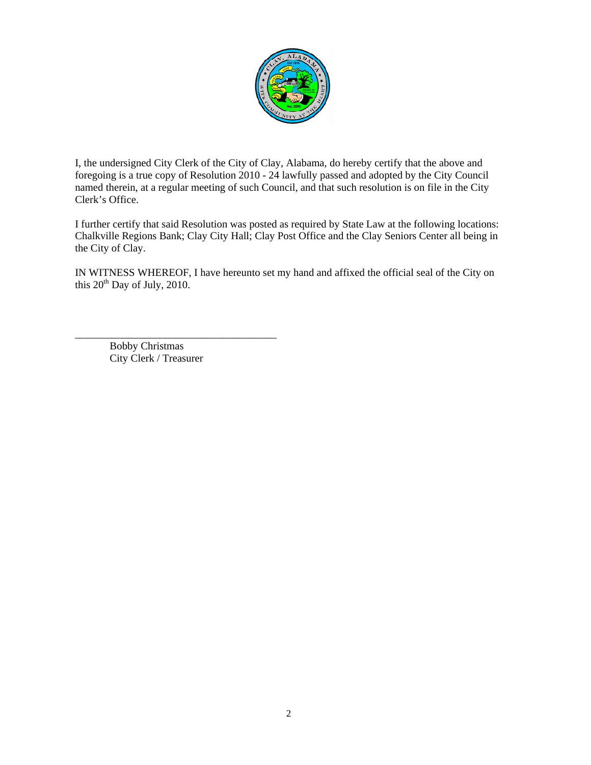I, the undersigned City Clerk of the City of Clay, Alabama, do hereby certify that the above and foregoing is a true copy of Resolution 2010 - 24 lawfully passed and adopted by the City Council named therein, at a regular meeting of such Council, and that such resolution is on file in the City Clerk's Office.

I further certify that said Resolution was posted as required by State Law at the following locations: Chalkville Regions Bank; Clay City Hall; Clay Post Office and the Clay Seniors Center all being in the City of Clay.

IN WITNESS WHEREOF, I have hereunto set my hand and affixed the official seal of the City on this 20th Day of July, 2010.

\_\_\_\_\_\_\_\_\_\_\_\_\_\_\_\_\_\_\_\_\_\_\_\_\_\_\_\_\_\_\_\_\_\_\_\_\_\_

Bobby Christmas
City Clerk / Treasurer